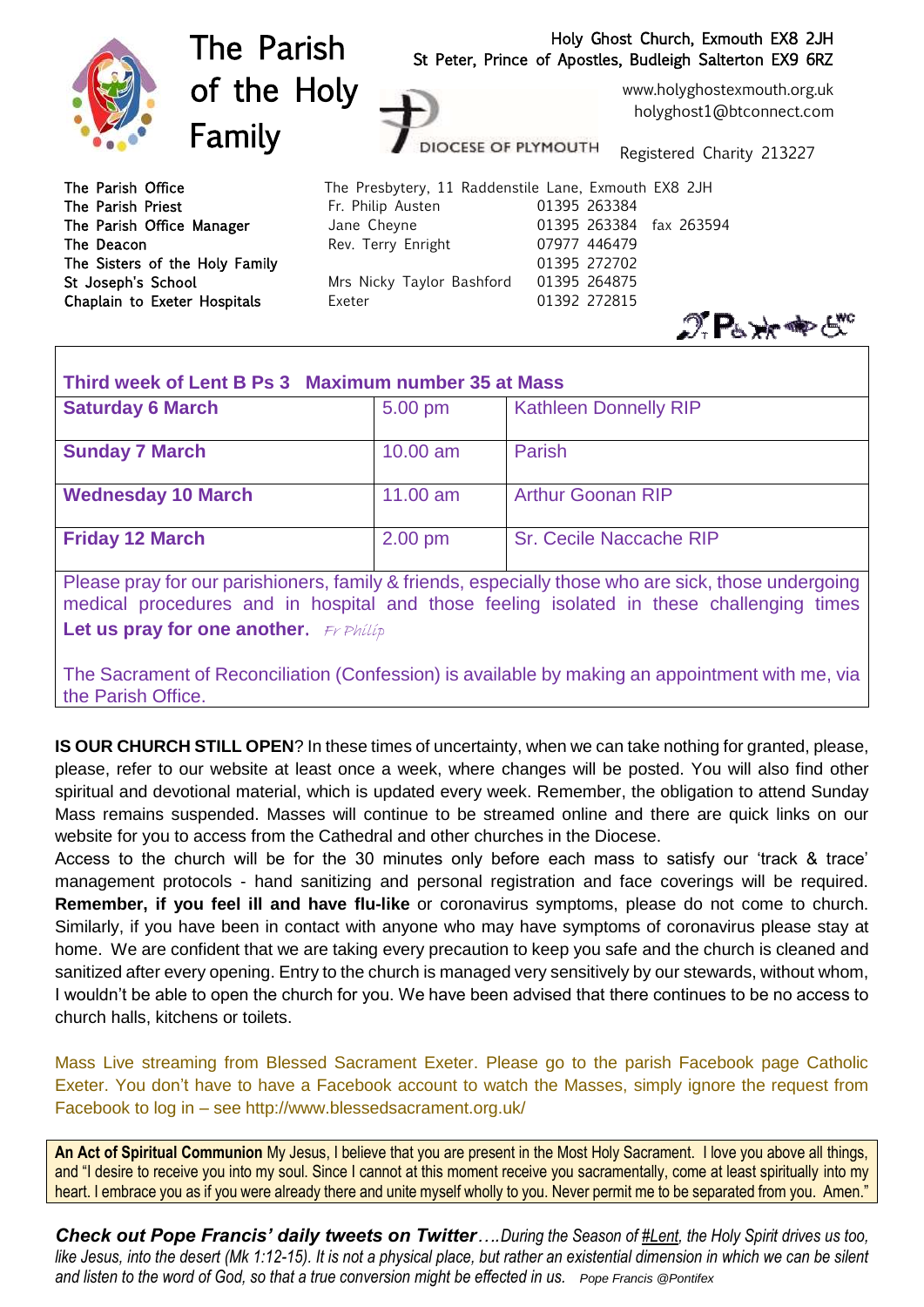# The Parish of the Holy Family

Holy Ghost Church, Exmouth EX8 2JH
St Peter, Prince of Apostles, Budleigh Salterton EX9 6RZ

DIOCESE OF PLYMOUTH

www.holyghostexmouth.org.uk
holyghost1@btconnect.com

Registered Charity 213227

| | | |
|---|---|---|
| The Parish Office | The Presbytery, 11 Raddenstile Lane, Exmouth EX8 2JH | |
| The Parish Priest | Fr. Philip Austen | 01395 263384 |
| The Parish Office Manager | Jane Cheyne | 01395 263384 fax 263594 |
| The Deacon | Rev. Terry Enright | 07977 446479 |
| The Sisters of the Holy Family | | 01395 272702 |
| St Joseph's School | Mrs Nicky Taylor Bashford | 01395 264875 |
| Chaplain to Exeter Hospitals | Exeter | 01392 272815 |

| Third week of Lent B Ps 3 Maximum number 35 at Mass | | |
|---|---|---|
| **Saturday 6 March** | 5.00 pm | Kathleen Donnelly RIP |
| **Sunday 7 March** | 10.00 am | Parish |
| **Wednesday 10 March** | 11.00 am | Arthur Goonan RIP |
| **Friday 12 March** | 2.00 pm | Sr. Cecile Naccache RIP |

Please pray for our parishioners, family & friends, especially those who are sick, those undergoing medical procedures and in hospital and those feeling isolated in these challenging times **Let us pray for one another.** *Fr Philip*

The Sacrament of Reconciliation (Confession) is available by making an appointment with me, via the Parish Office.

**IS OUR CHURCH STILL OPEN**? In these times of uncertainty, when we can take nothing for granted, please, please, refer to our website at least once a week, where changes will be posted. You will also find other spiritual and devotional material, which is updated every week. Remember, the obligation to attend Sunday Mass remains suspended. Masses will continue to be streamed online and there are quick links on our website for you to access from the Cathedral and other churches in the Diocese.

Access to the church will be for the 30 minutes only before each mass to satisfy our 'track & trace' management protocols - hand sanitizing and personal registration and face coverings will be required. **Remember, if you feel ill and have flu-like** or coronavirus symptoms, please do not come to church. Similarly, if you have been in contact with anyone who may have symptoms of coronavirus please stay at home. We are confident that we are taking every precaution to keep you safe and the church is cleaned and sanitized after every opening. Entry to the church is managed very sensitively by our stewards, without whom, I wouldn't be able to open the church for you. We have been advised that there continues to be no access to church halls, kitchens or toilets.

Mass Live streaming from Blessed Sacrament Exeter. Please go to the parish Facebook page Catholic Exeter. You don't have to have a Facebook account to watch the Masses, simply ignore the request from Facebook to log in – see http://www.blessedsacrament.org.uk/

**An Act of Spiritual Communion** My Jesus, I believe that you are present in the Most Holy Sacrament. I love you above all things, and "I desire to receive you into my soul. Since I cannot at this moment receive you sacramentally, come at least spiritually into my heart. I embrace you as if you were already there and unite myself wholly to you. Never permit me to be separated from you. Amen."

***Check out Pope Francis' daily tweets on Twitter****….During the Season of #Lent, the Holy Spirit drives us too, like Jesus, into the desert (Mk 1:12-15). It is not a physical place, but rather an existential dimension in which we can be silent and listen to the word of God, so that a true conversion might be effected in us.* *Pope Francis @Pontifex*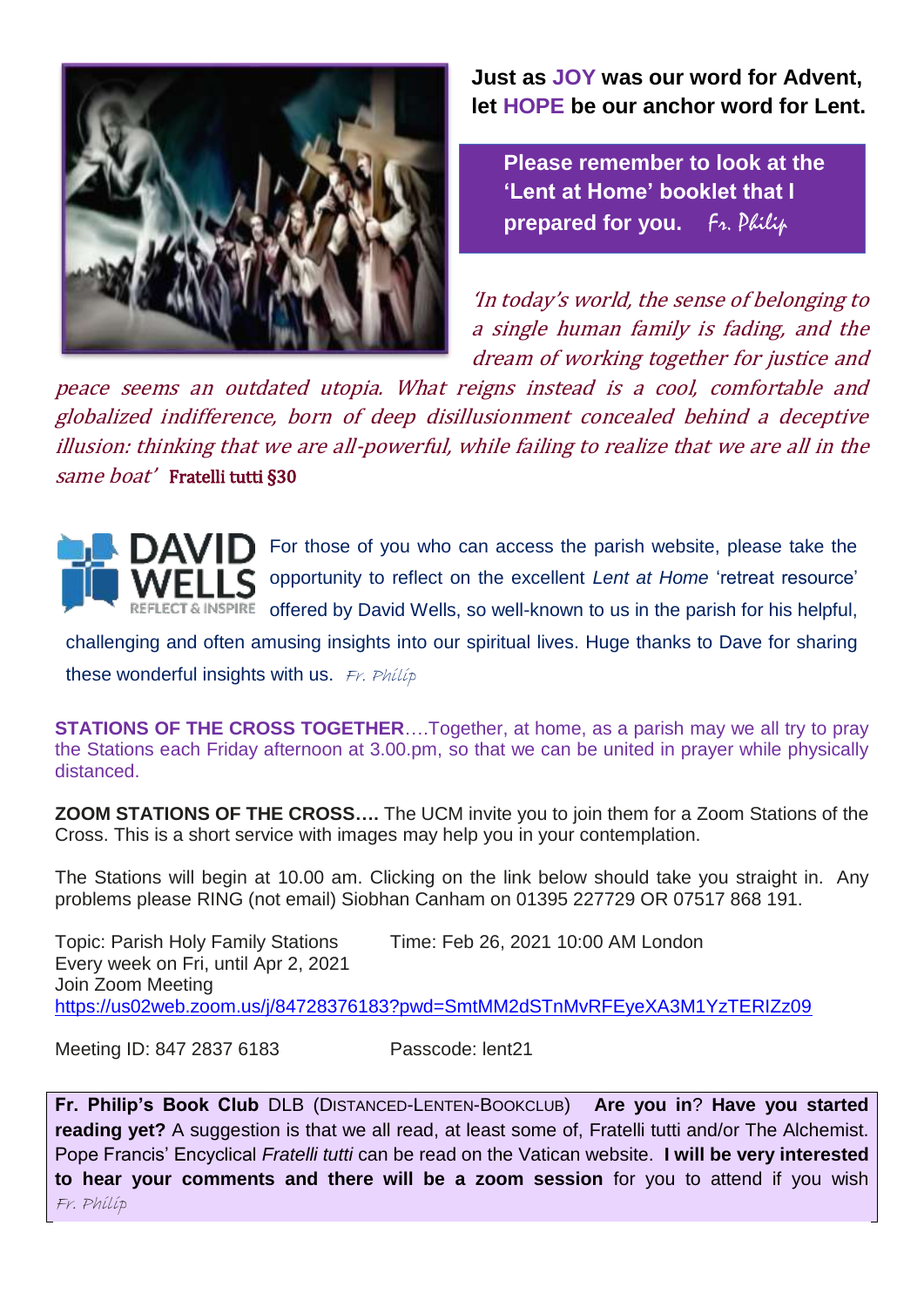**Just as JOY was our word for Advent, let HOPE be our anchor word for Lent.**

**Please remember to look at the 'Lent at Home' booklet that I prepared for you.** *Fr. Philip*

*'In today's world, the sense of belonging to a single human family is fading, and the dream of working together for justice and peace seems an outdated utopia. What reigns instead is a cool, comfortable and globalized indifference, born of deep disillusionment concealed behind a deceptive illusion: thinking that we are all-powerful, while failing to realize that we are all in the same boat'* Fratelli tutti §30

DAVID WELLS REFLECT & INSPIRE

For those of you who can access the parish website, please take the opportunity to reflect on the excellent *Lent at Home* 'retreat resource' offered by David Wells, so well-known to us in the parish for his helpful, challenging and often amusing insights into our spiritual lives. Huge thanks to Dave for sharing these wonderful insights with us. *Fr. Philip*

**STATIONS OF THE CROSS TOGETHER**….Together, at home, as a parish may we all try to pray the Stations each Friday afternoon at 3.00.pm, so that we can be united in prayer while physically distanced.

**ZOOM STATIONS OF THE CROSS….** The UCM invite you to join them for a Zoom Stations of the Cross. This is a short service with images may help you in your contemplation.

The Stations will begin at 10.00 am. Clicking on the link below should take you straight in. Any problems please RING (not email) Siobhan Canham on 01395 227729 OR 07517 868 191.

Topic: Parish Holy Family Stations Time: Feb 26, 2021 10:00 AM London
Every week on Fri, until Apr 2, 2021
Join Zoom Meeting
https://us02web.zoom.us/j/84728376183?pwd=SmtMM2dSTnMvRFEyeXA3M1YzTERIZz09

Meeting ID: 847 2837 6183 Passcode: lent21

**Fr. Philip's Book Club** DLB (DISTANCED-LENTEN-BOOKCLUB) **Are you in**? **Have you started reading yet?** A suggestion is that we all read, at least some of, Fratelli tutti and/or The Alchemist. Pope Francis' Encyclical *Fratelli tutti* can be read on the Vatican website. **I will be very interested to hear your comments and there will be a zoom session** for you to attend if you wish *Fr. Philip*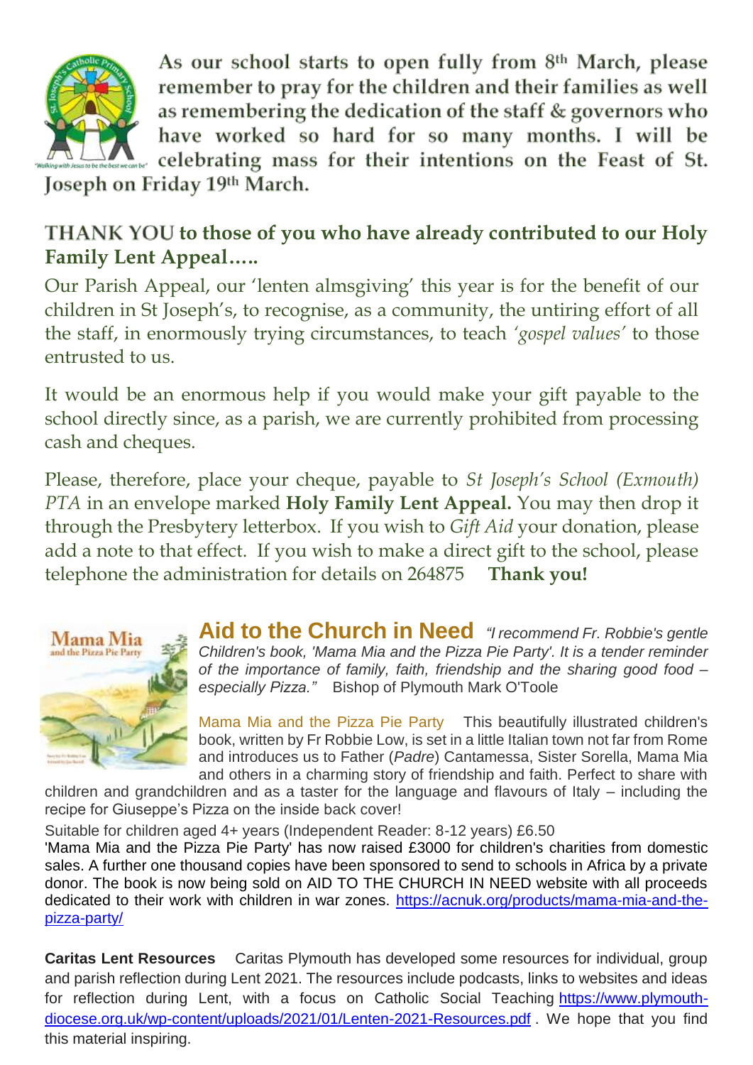As our school starts to open fully from 8th March, please remember to pray for the children and their families as well as remembering the dedication of the staff & governors who have worked so hard for so many months. I will be celebrating mass for their intentions on the Feast of St. Joseph on Friday 19th March.

**THANK YOU to those of you who have already contributed to our Holy Family Lent Appeal…..**

Our Parish Appeal, our 'lenten almsgiving' this year is for the benefit of our children in St Joseph's, to recognise, as a community, the untiring effort of all the staff, in enormously trying circumstances, to teach *'gospel values'* to those entrusted to us.

It would be an enormous help if you would make your gift payable to the school directly since, as a parish, we are currently prohibited from processing cash and cheques.

Please, therefore, place your cheque, payable to *St Joseph's School (Exmouth) PTA* in an envelope marked **Holy Family Lent Appeal.** You may then drop it through the Presbytery letterbox. If you wish to *Gift Aid* your donation, please add a note to that effect. If you wish to make a direct gift to the school, please telephone the administration for details on 264875 **Thank you!**

## Aid to the Church in Need

*"I recommend Fr. Robbie's gentle Children's book, 'Mama Mia and the Pizza Pie Party'. It is a tender reminder of the importance of family, faith, friendship and the sharing good food – especially Pizza."* Bishop of Plymouth Mark O'Toole

Mama Mia and the Pizza Pie Party This beautifully illustrated children's book, written by Fr Robbie Low, is set in a little Italian town not far from Rome and introduces us to Father (*Padre*) Cantamessa, Sister Sorella, Mama Mia and others in a charming story of friendship and faith. Perfect to share with children and grandchildren and as a taster for the language and flavours of Italy – including the recipe for Giuseppe's Pizza on the inside back cover!

Suitable for children aged 4+ years (Independent Reader: 8-12 years) £6.50

'Mama Mia and the Pizza Pie Party' has now raised £3000 for children's charities from domestic sales. A further one thousand copies have been sponsored to send to schools in Africa by a private donor. The book is now being sold on AID TO THE CHURCH IN NEED website with all proceeds dedicated to their work with children in war zones. https://acnuk.org/products/mama-mia-and-the-pizza-party/

**Caritas Lent Resources** Caritas Plymouth has developed some resources for individual, group and parish reflection during Lent 2021. The resources include podcasts, links to websites and ideas for reflection during Lent, with a focus on Catholic Social Teaching https://www.plymouth-diocese.org.uk/wp-content/uploads/2021/01/Lenten-2021-Resources.pdf . We hope that you find this material inspiring.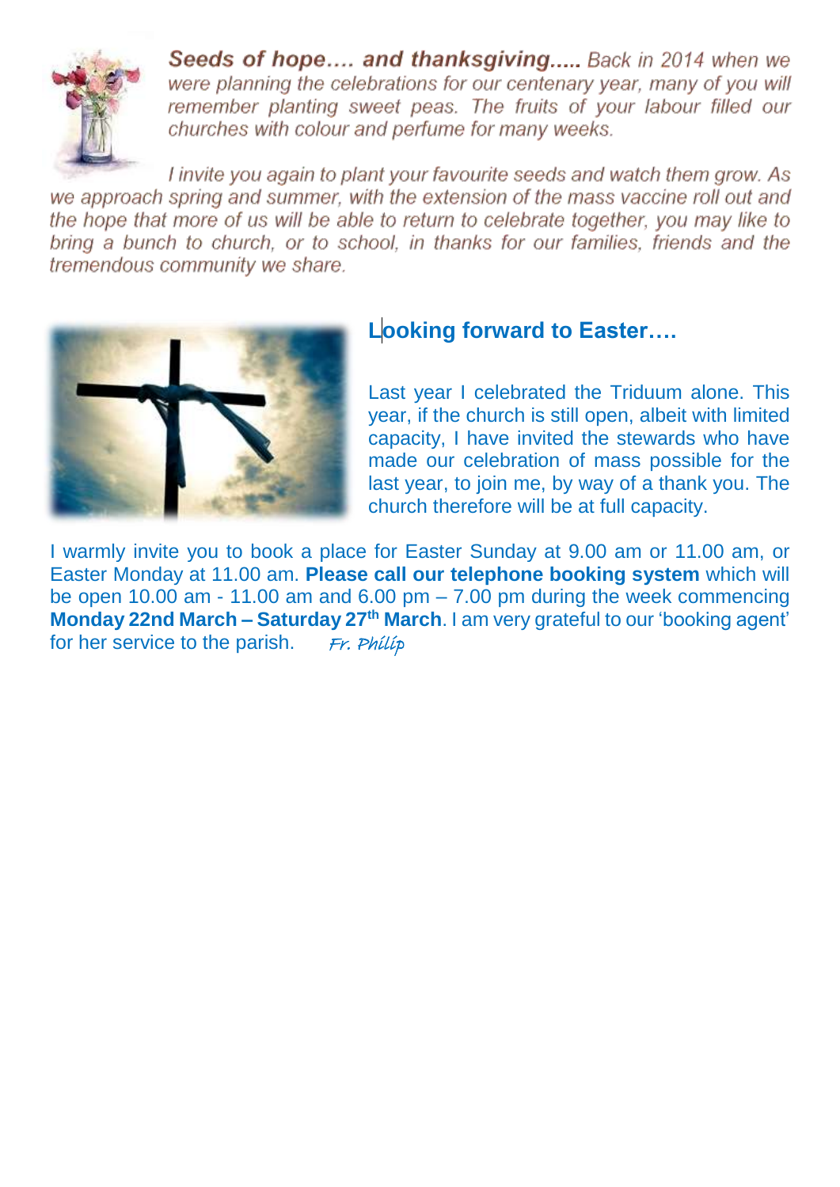***Seeds of hope…. and thanksgiving…..*** *Back in 2014 when we were planning the celebrations for our centenary year, many of you will remember planting sweet peas. The fruits of your labour filled our churches with colour and perfume for many weeks.*

*I invite you again to plant your favourite seeds and watch them grow. As we approach spring and summer, with the extension of the mass vaccine roll out and the hope that more of us will be able to return to celebrate together, you may like to bring a bunch to church, or to school, in thanks for our families, friends and the tremendous community we share.*

## Looking forward to Easter….

Last year I celebrated the Triduum alone. This year, if the church is still open, albeit with limited capacity, I have invited the stewards who have made our celebration of mass possible for the last year, to join me, by way of a thank you. The church therefore will be at full capacity.

I warmly invite you to book a place for Easter Sunday at 9.00 am or 11.00 am, or Easter Monday at 11.00 am. **Please call our telephone booking system** which will be open 10.00 am - 11.00 am and 6.00 pm – 7.00 pm during the week commencing **Monday 22nd March – Saturday 27th March**. I am very grateful to our 'booking agent' for her service to the parish. *Fr. Philip*